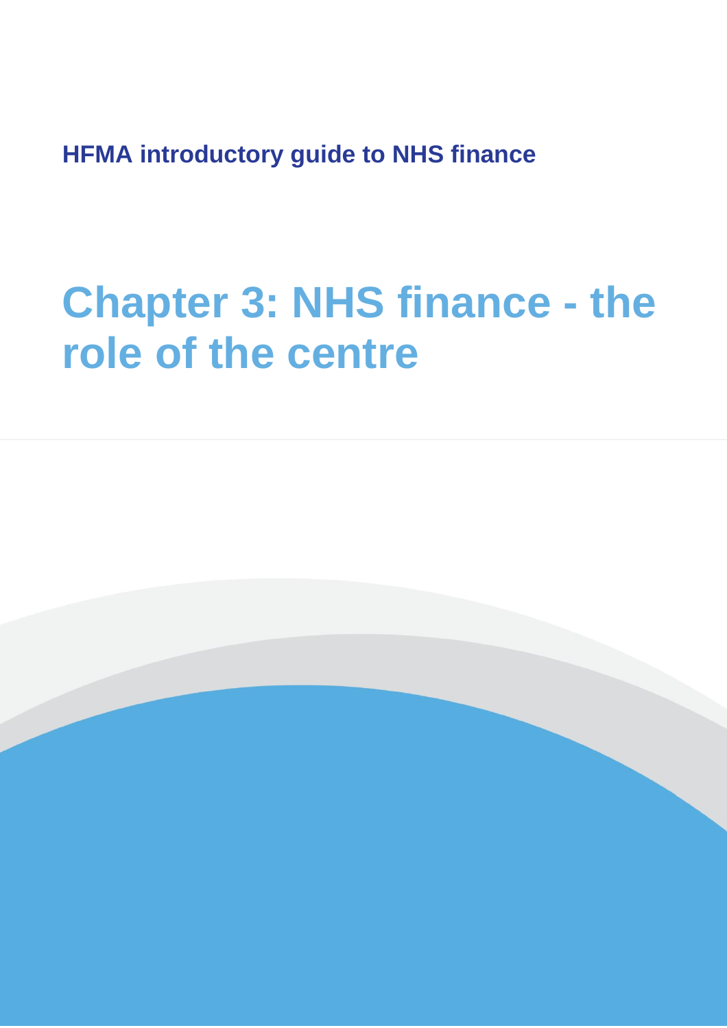**HFMA introductory guide to NHS finance**

# Chapter 3: NHS finance - the role of the centre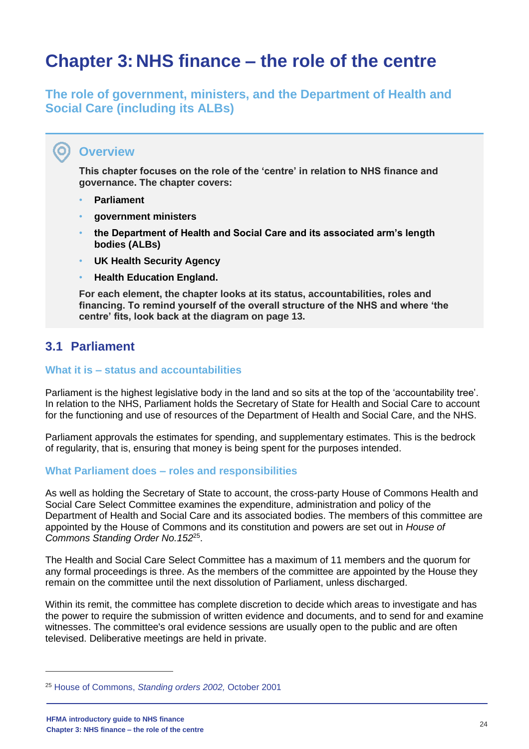# Chapter 3: NHS finance – the role of the centre

## The role of government, ministers, and the Department of Health and Social Care (including its ALBs)

### Overview

**This chapter focuses on the role of the 'centre' in relation to NHS finance and governance. The chapter covers:**

- **Parliament**
- **government ministers**
- **the Department of Health and Social Care and its associated arm's length bodies (ALBs)**
- **UK Health Security Agency**
- **Health Education England.**

**For each element, the chapter looks at its status, accountabilities, roles and financing. To remind yourself of the overall structure of the NHS and where 'the centre' fits, look back at the diagram on page 13.**

## 3.1 Parliament

### What it is – status and accountabilities

Parliament is the highest legislative body in the land and so sits at the top of the 'accountability tree'. In relation to the NHS, Parliament holds the Secretary of State for Health and Social Care to account for the functioning and use of resources of the Department of Health and Social Care, and the NHS.

Parliament approvals the estimates for spending, and supplementary estimates. This is the bedrock of regularity, that is, ensuring that money is being spent for the purposes intended.

### What Parliament does – roles and responsibilities

As well as holding the Secretary of State to account, the cross-party House of Commons Health and Social Care Select Committee examines the expenditure, administration and policy of the Department of Health and Social Care and its associated bodies. The members of this committee are appointed by the House of Commons and its constitution and powers are set out in *House of Commons Standing Order No.152*[25].

The Health and Social Care Select Committee has a maximum of 11 members and the quorum for any formal proceedings is three. As the members of the committee are appointed by the House they remain on the committee until the next dissolution of Parliament, unless discharged.

Within its remit, the committee has complete discretion to decide which areas to investigate and has the power to require the submission of written evidence and documents, and to send for and examine witnesses. The committee's oral evidence sessions are usually open to the public and are often televised. Deliberative meetings are held in private.

---

[25] House of Commons, *Standing orders 2002,* October 2001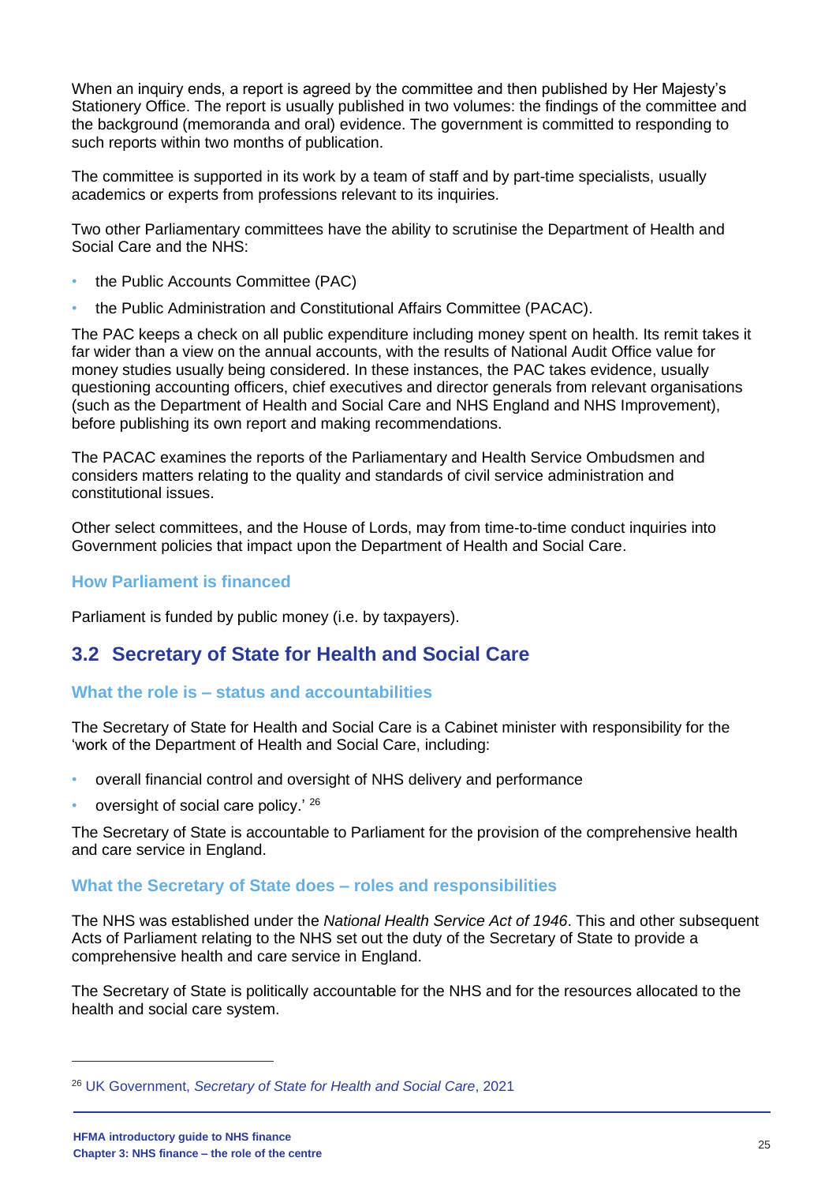When an inquiry ends, a report is agreed by the committee and then published by Her Majesty's Stationery Office. The report is usually published in two volumes: the findings of the committee and the background (memoranda and oral) evidence. The government is committed to responding to such reports within two months of publication.

The committee is supported in its work by a team of staff and by part-time specialists, usually academics or experts from professions relevant to its inquiries.

Two other Parliamentary committees have the ability to scrutinise the Department of Health and Social Care and the NHS:

- the Public Accounts Committee (PAC)
- the Public Administration and Constitutional Affairs Committee (PACAC).

The PAC keeps a check on all public expenditure including money spent on health. Its remit takes it far wider than a view on the annual accounts, with the results of National Audit Office value for money studies usually being considered. In these instances, the PAC takes evidence, usually questioning accounting officers, chief executives and director generals from relevant organisations (such as the Department of Health and Social Care and NHS England and NHS Improvement), before publishing its own report and making recommendations.

The PACAC examines the reports of the Parliamentary and Health Service Ombudsmen and considers matters relating to the quality and standards of civil service administration and constitutional issues.

Other select committees, and the House of Lords, may from time-to-time conduct inquiries into Government policies that impact upon the Department of Health and Social Care.

### How Parliament is financed

Parliament is funded by public money (i.e. by taxpayers).

## 3.2 Secretary of State for Health and Social Care

### What the role is – status and accountabilities

The Secretary of State for Health and Social Care is a Cabinet minister with responsibility for the 'work of the Department of Health and Social Care, including:

- overall financial control and oversight of NHS delivery and performance
- oversight of social care policy.' [26]

The Secretary of State is accountable to Parliament for the provision of the comprehensive health and care service in England.

### What the Secretary of State does – roles and responsibilities

The NHS was established under the *National Health Service Act of 1946*. This and other subsequent Acts of Parliament relating to the NHS set out the duty of the Secretary of State to provide a comprehensive health and care service in England.

The Secretary of State is politically accountable for the NHS and for the resources allocated to the health and social care system.

---

[26] UK Government, *Secretary of State for Health and Social Care*, 2021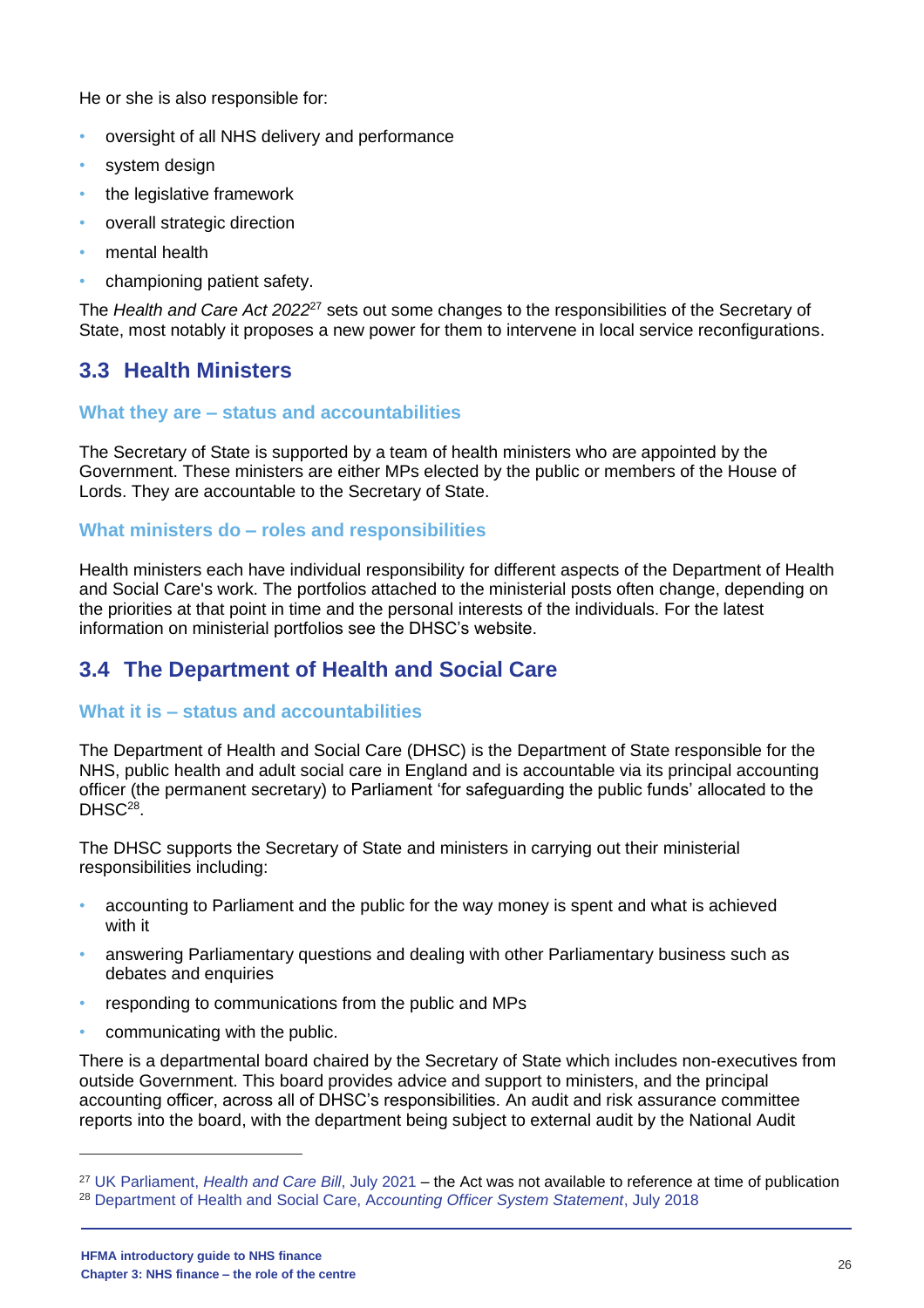He or she is also responsible for:

- oversight of all NHS delivery and performance
- system design
- the legislative framework
- overall strategic direction
- mental health
- championing patient safety.

The *Health and Care Act 2022*[27] sets out some changes to the responsibilities of the Secretary of State, most notably it proposes a new power for them to intervene in local service reconfigurations.

## 3.3 Health Ministers

### What they are – status and accountabilities

The Secretary of State is supported by a team of health ministers who are appointed by the Government. These ministers are either MPs elected by the public or members of the House of Lords. They are accountable to the Secretary of State.

### What ministers do – roles and responsibilities

Health ministers each have individual responsibility for different aspects of the Department of Health and Social Care's work. The portfolios attached to the ministerial posts often change, depending on the priorities at that point in time and the personal interests of the individuals. For the latest information on ministerial portfolios see the DHSC's website.

## 3.4 The Department of Health and Social Care

### What it is – status and accountabilities

The Department of Health and Social Care (DHSC) is the Department of State responsible for the NHS, public health and adult social care in England and is accountable via its principal accounting officer (the permanent secretary) to Parliament 'for safeguarding the public funds' allocated to the DHSC[28].

The DHSC supports the Secretary of State and ministers in carrying out their ministerial responsibilities including:

- accounting to Parliament and the public for the way money is spent and what is achieved with it
- answering Parliamentary questions and dealing with other Parliamentary business such as debates and enquiries
- responding to communications from the public and MPs
- communicating with the public.

There is a departmental board chaired by the Secretary of State which includes non-executives from outside Government. This board provides advice and support to ministers, and the principal accounting officer, across all of DHSC's responsibilities. An audit and risk assurance committee reports into the board, with the department being subject to external audit by the National Audit

---

[27] UK Parliament, *Health and Care Bill*, July 2021 – the Act was not available to reference at time of publication

[28] Department of Health and Social Care, *Accounting Officer System Statement*, July 2018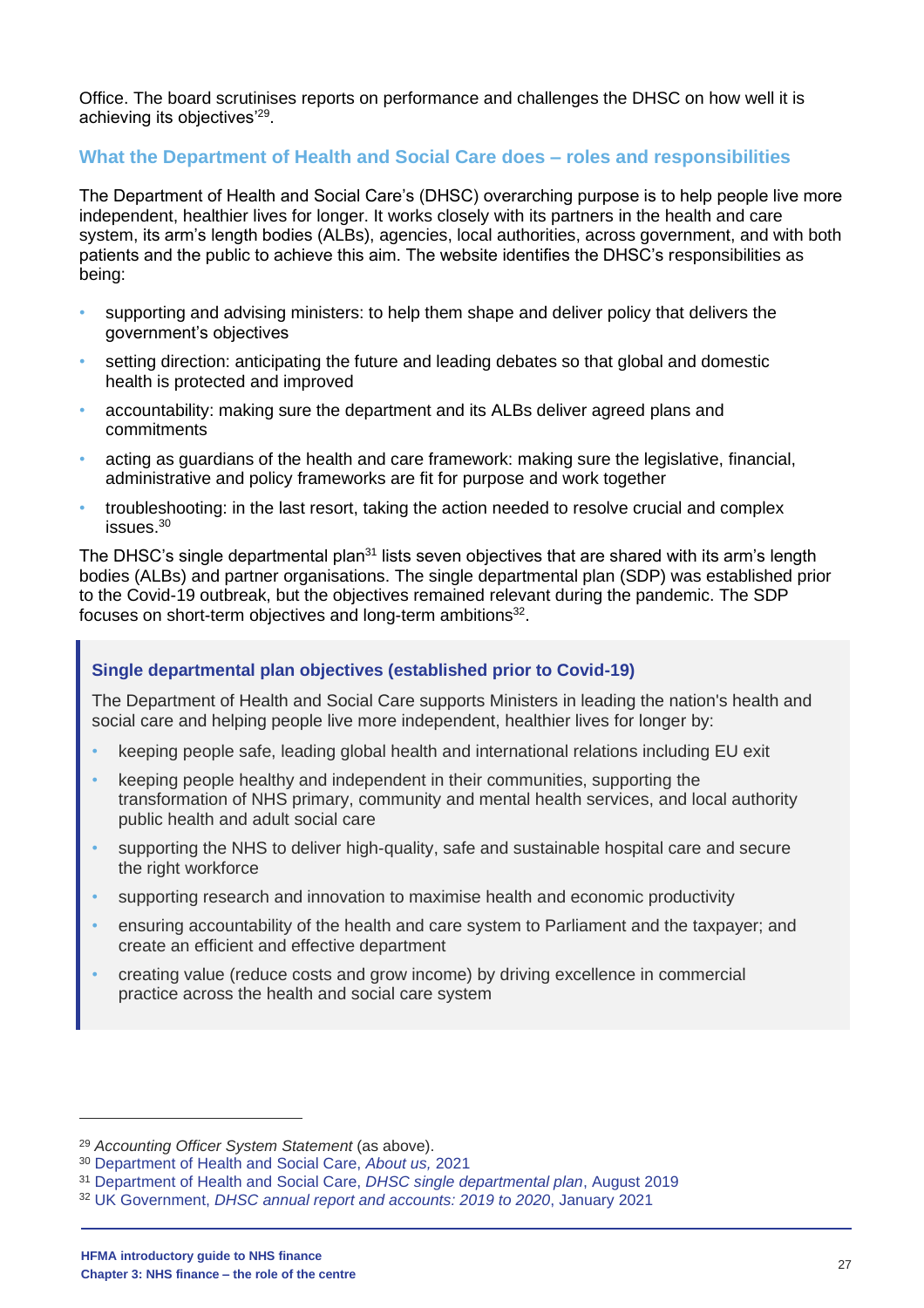Office. The board scrutinises reports on performance and challenges the DHSC on how well it is achieving its objectives'[29].

## What the Department of Health and Social Care does – roles and responsibilities

The Department of Health and Social Care's (DHSC) overarching purpose is to help people live more independent, healthier lives for longer. It works closely with its partners in the health and care system, its arm's length bodies (ALBs), agencies, local authorities, across government, and with both patients and the public to achieve this aim. The website identifies the DHSC's responsibilities as being:

- supporting and advising ministers: to help them shape and deliver policy that delivers the government's objectives
- setting direction: anticipating the future and leading debates so that global and domestic health is protected and improved
- accountability: making sure the department and its ALBs deliver agreed plans and commitments
- acting as guardians of the health and care framework: making sure the legislative, financial, administrative and policy frameworks are fit for purpose and work together
- troubleshooting: in the last resort, taking the action needed to resolve crucial and complex issues.[30]

The DHSC's single departmental plan[31] lists seven objectives that are shared with its arm's length bodies (ALBs) and partner organisations. The single departmental plan (SDP) was established prior to the Covid-19 outbreak, but the objectives remained relevant during the pandemic. The SDP focuses on short-term objectives and long-term ambitions[32].

### Single departmental plan objectives (established prior to Covid-19)

The Department of Health and Social Care supports Ministers in leading the nation's health and social care and helping people live more independent, healthier lives for longer by:

- keeping people safe, leading global health and international relations including EU exit
- keeping people healthy and independent in their communities, supporting the transformation of NHS primary, community and mental health services, and local authority public health and adult social care
- supporting the NHS to deliver high-quality, safe and sustainable hospital care and secure the right workforce
- supporting research and innovation to maximise health and economic productivity
- ensuring accountability of the health and care system to Parliament and the taxpayer; and create an efficient and effective department
- creating value (reduce costs and grow income) by driving excellence in commercial practice across the health and social care system

---

[29] *Accounting Officer System Statement* (as above).

[30] Department of Health and Social Care, *About us,* 2021

[31] Department of Health and Social Care, *DHSC single departmental plan*, August 2019

[32] UK Government, *DHSC annual report and accounts: 2019 to 2020*, January 2021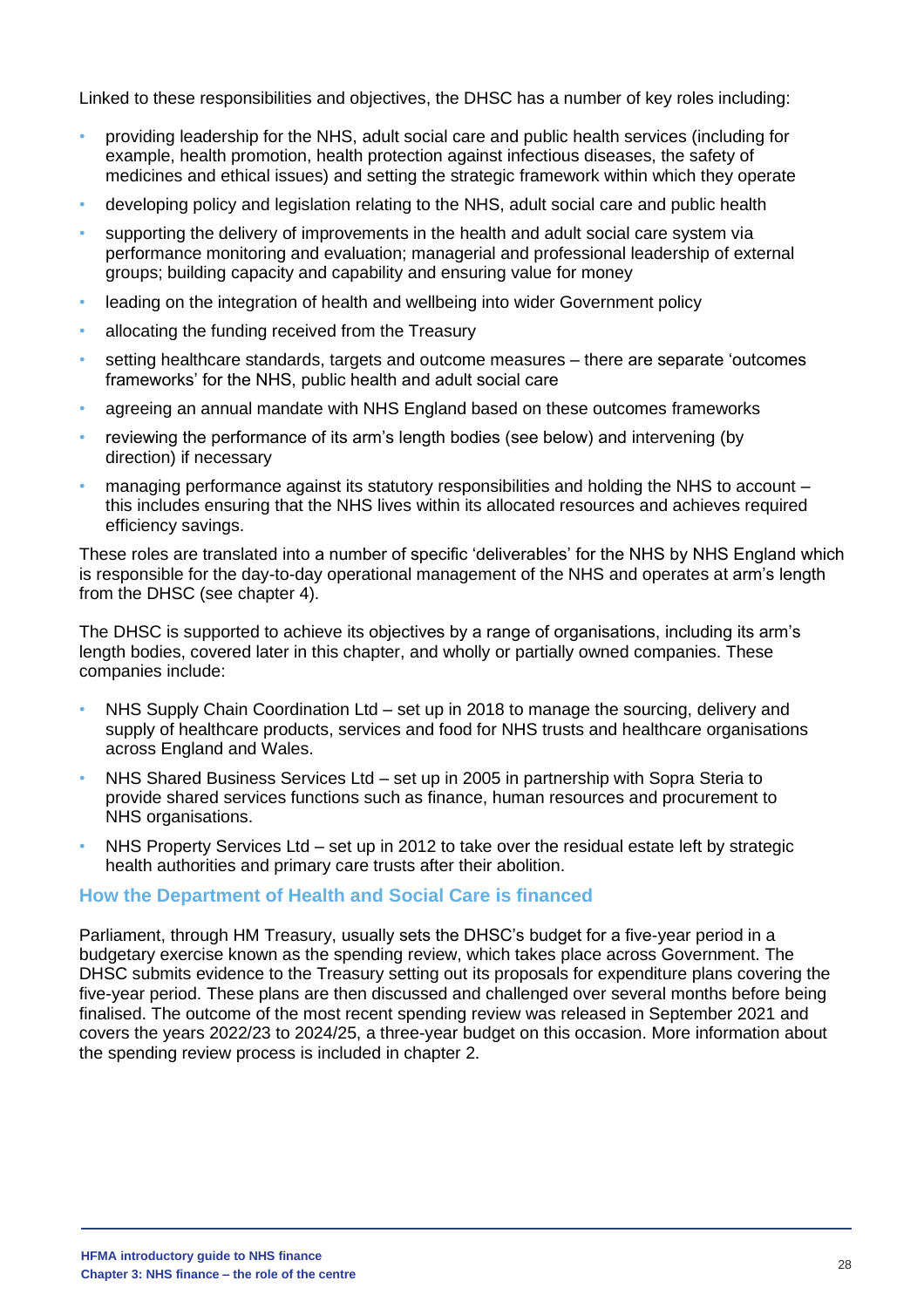Linked to these responsibilities and objectives, the DHSC has a number of key roles including:

- providing leadership for the NHS, adult social care and public health services (including for example, health promotion, health protection against infectious diseases, the safety of medicines and ethical issues) and setting the strategic framework within which they operate
- developing policy and legislation relating to the NHS, adult social care and public health
- supporting the delivery of improvements in the health and adult social care system via performance monitoring and evaluation; managerial and professional leadership of external groups; building capacity and capability and ensuring value for money
- leading on the integration of health and wellbeing into wider Government policy
- allocating the funding received from the Treasury
- setting healthcare standards, targets and outcome measures – there are separate 'outcomes frameworks' for the NHS, public health and adult social care
- agreeing an annual mandate with NHS England based on these outcomes frameworks
- reviewing the performance of its arm's length bodies (see below) and intervening (by direction) if necessary
- managing performance against its statutory responsibilities and holding the NHS to account – this includes ensuring that the NHS lives within its allocated resources and achieves required efficiency savings.

These roles are translated into a number of specific 'deliverables' for the NHS by NHS England which is responsible for the day-to-day operational management of the NHS and operates at arm's length from the DHSC (see chapter 4).

The DHSC is supported to achieve its objectives by a range of organisations, including its arm's length bodies, covered later in this chapter, and wholly or partially owned companies. These companies include:

- NHS Supply Chain Coordination Ltd – set up in 2018 to manage the sourcing, delivery and supply of healthcare products, services and food for NHS trusts and healthcare organisations across England and Wales.
- NHS Shared Business Services Ltd – set up in 2005 in partnership with Sopra Steria to provide shared services functions such as finance, human resources and procurement to NHS organisations.
- NHS Property Services Ltd – set up in 2012 to take over the residual estate left by strategic health authorities and primary care trusts after their abolition.

## How the Department of Health and Social Care is financed

Parliament, through HM Treasury, usually sets the DHSC's budget for a five-year period in a budgetary exercise known as the spending review, which takes place across Government. The DHSC submits evidence to the Treasury setting out its proposals for expenditure plans covering the five-year period. These plans are then discussed and challenged over several months before being finalised. The outcome of the most recent spending review was released in September 2021 and covers the years 2022/23 to 2024/25, a three-year budget on this occasion. More information about the spending review process is included in chapter 2.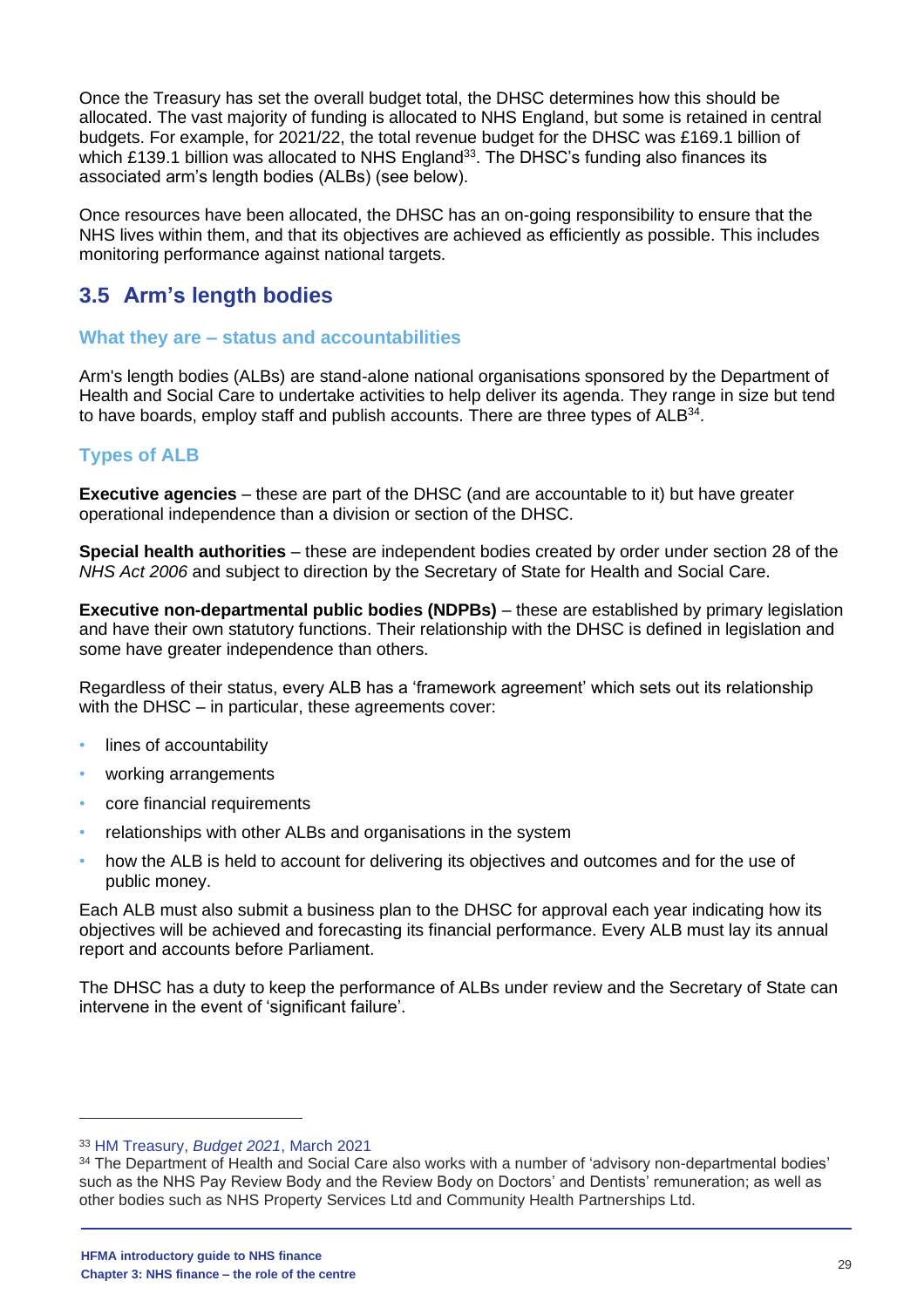Once the Treasury has set the overall budget total, the DHSC determines how this should be allocated. The vast majority of funding is allocated to NHS England, but some is retained in central budgets. For example, for 2021/22, the total revenue budget for the DHSC was £169.1 billion of which £139.1 billion was allocated to NHS England[33]. The DHSC's funding also finances its associated arm's length bodies (ALBs) (see below).

Once resources have been allocated, the DHSC has an on-going responsibility to ensure that the NHS lives within them, and that its objectives are achieved as efficiently as possible. This includes monitoring performance against national targets.

## 3.5 Arm's length bodies

### What they are – status and accountabilities

Arm's length bodies (ALBs) are stand-alone national organisations sponsored by the Department of Health and Social Care to undertake activities to help deliver its agenda. They range in size but tend to have boards, employ staff and publish accounts. There are three types of ALB[34].

### Types of ALB

**Executive agencies** – these are part of the DHSC (and are accountable to it) but have greater operational independence than a division or section of the DHSC.

**Special health authorities** – these are independent bodies created by order under section 28 of the *NHS Act 2006* and subject to direction by the Secretary of State for Health and Social Care.

**Executive non-departmental public bodies (NDPBs)** – these are established by primary legislation and have their own statutory functions. Their relationship with the DHSC is defined in legislation and some have greater independence than others.

Regardless of their status, every ALB has a 'framework agreement' which sets out its relationship with the DHSC – in particular, these agreements cover:

- lines of accountability
- working arrangements
- core financial requirements
- relationships with other ALBs and organisations in the system
- how the ALB is held to account for delivering its objectives and outcomes and for the use of public money.

Each ALB must also submit a business plan to the DHSC for approval each year indicating how its objectives will be achieved and forecasting its financial performance. Every ALB must lay its annual report and accounts before Parliament.

The DHSC has a duty to keep the performance of ALBs under review and the Secretary of State can intervene in the event of 'significant failure'.

---

[33] HM Treasury, *Budget 2021*, March 2021

[34] The Department of Health and Social Care also works with a number of 'advisory non-departmental bodies' such as the NHS Pay Review Body and the Review Body on Doctors' and Dentists' remuneration; as well as other bodies such as NHS Property Services Ltd and Community Health Partnerships Ltd.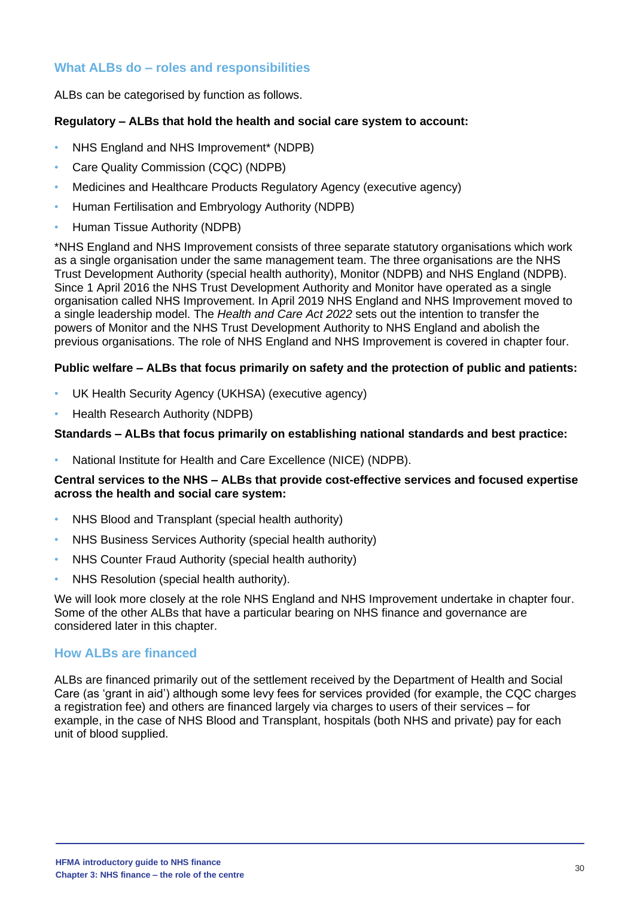## What ALBs do – roles and responsibilities

ALBs can be categorised by function as follows.

**Regulatory – ALBs that hold the health and social care system to account:**

- NHS England and NHS Improvement* (NDPB)
- Care Quality Commission (CQC) (NDPB)
- Medicines and Healthcare Products Regulatory Agency (executive agency)
- Human Fertilisation and Embryology Authority (NDPB)
- Human Tissue Authority (NDPB)

*NHS England and NHS Improvement consists of three separate statutory organisations which work as a single organisation under the same management team. The three organisations are the NHS Trust Development Authority (special health authority), Monitor (NDPB) and NHS England (NDPB). Since 1 April 2016 the NHS Trust Development Authority and Monitor have operated as a single organisation called NHS Improvement. In April 2019 NHS England and NHS Improvement moved to a single leadership model. The *Health and Care Act 2022* sets out the intention to transfer the powers of Monitor and the NHS Trust Development Authority to NHS England and abolish the previous organisations. The role of NHS England and NHS Improvement is covered in chapter four.

**Public welfare – ALBs that focus primarily on safety and the protection of public and patients:**

- UK Health Security Agency (UKHSA) (executive agency)
- Health Research Authority (NDPB)

**Standards – ALBs that focus primarily on establishing national standards and best practice:**

- National Institute for Health and Care Excellence (NICE) (NDPB).

**Central services to the NHS – ALBs that provide cost-effective services and focused expertise across the health and social care system:**

- NHS Blood and Transplant (special health authority)
- NHS Business Services Authority (special health authority)
- NHS Counter Fraud Authority (special health authority)
- NHS Resolution (special health authority).

We will look more closely at the role NHS England and NHS Improvement undertake in chapter four. Some of the other ALBs that have a particular bearing on NHS finance and governance are considered later in this chapter.

## How ALBs are financed

ALBs are financed primarily out of the settlement received by the Department of Health and Social Care (as 'grant in aid') although some levy fees for services provided (for example, the CQC charges a registration fee) and others are financed largely via charges to users of their services – for example, in the case of NHS Blood and Transplant, hospitals (both NHS and private) pay for each unit of blood supplied.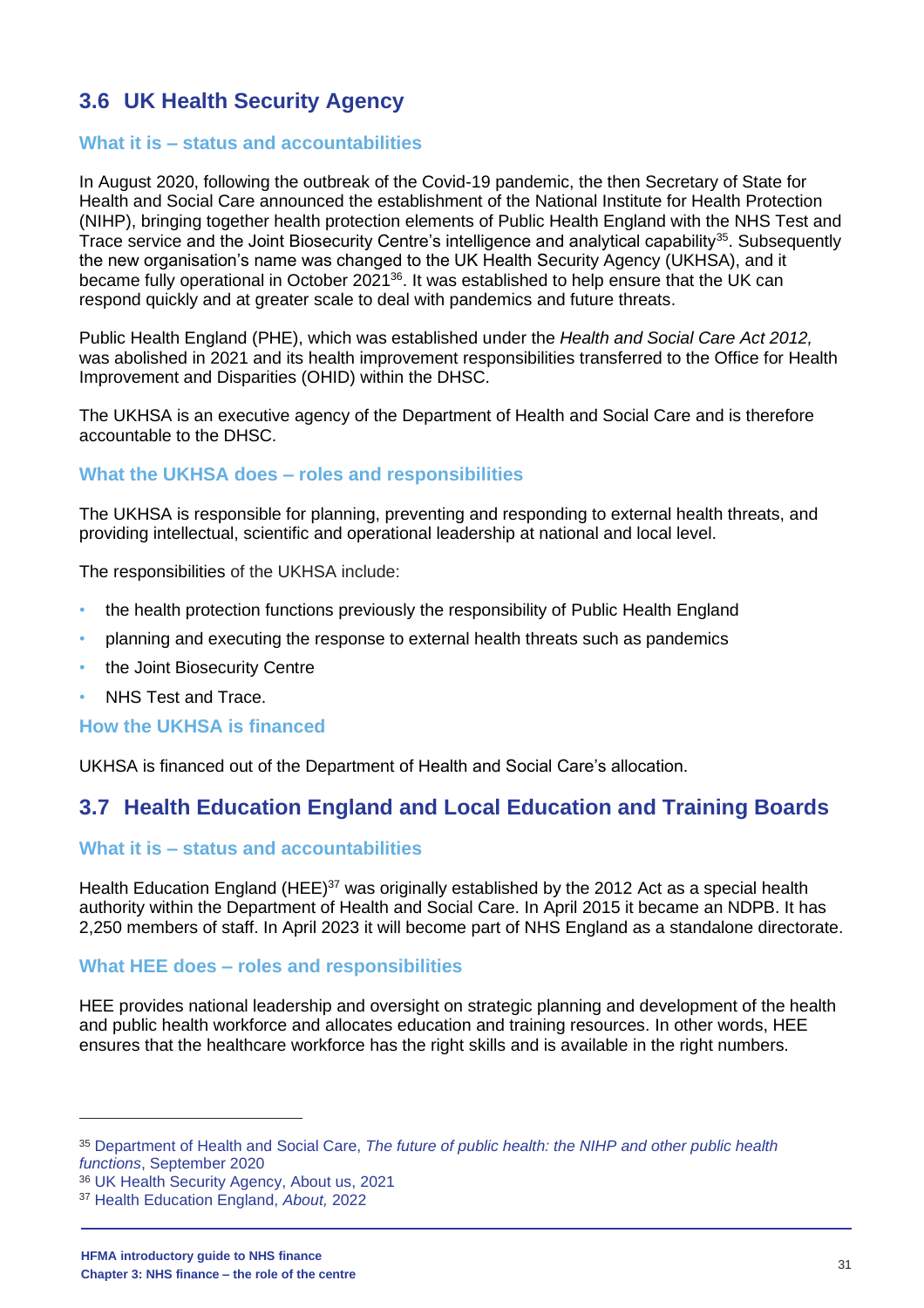## 3.6 UK Health Security Agency

### What it is – status and accountabilities

In August 2020, following the outbreak of the Covid-19 pandemic, the then Secretary of State for Health and Social Care announced the establishment of the National Institute for Health Protection (NIHP), bringing together health protection elements of Public Health England with the NHS Test and Trace service and the Joint Biosecurity Centre's intelligence and analytical capability[35]. Subsequently the new organisation's name was changed to the UK Health Security Agency (UKHSA), and it became fully operational in October 2021[36]. It was established to help ensure that the UK can respond quickly and at greater scale to deal with pandemics and future threats.

Public Health England (PHE), which was established under the *Health and Social Care Act 2012,* was abolished in 2021 and its health improvement responsibilities transferred to the Office for Health Improvement and Disparities (OHID) within the DHSC.

The UKHSA is an executive agency of the Department of Health and Social Care and is therefore accountable to the DHSC.

### What the UKHSA does – roles and responsibilities

The UKHSA is responsible for planning, preventing and responding to external health threats, and providing intellectual, scientific and operational leadership at national and local level.

The responsibilities of the UKHSA include:

- the health protection functions previously the responsibility of Public Health England
- planning and executing the response to external health threats such as pandemics
- the Joint Biosecurity Centre
- NHS Test and Trace.

### How the UKHSA is financed

UKHSA is financed out of the Department of Health and Social Care's allocation.

## 3.7 Health Education England and Local Education and Training Boards

### What it is – status and accountabilities

Health Education England (HEE)[37] was originally established by the 2012 Act as a special health authority within the Department of Health and Social Care. In April 2015 it became an NDPB. It has 2,250 members of staff. In April 2023 it will become part of NHS England as a standalone directorate.

### What HEE does – roles and responsibilities

HEE provides national leadership and oversight on strategic planning and development of the health and public health workforce and allocates education and training resources. In other words, HEE ensures that the healthcare workforce has the right skills and is available in the right numbers.

---

[35] Department of Health and Social Care, *The future of public health: the NIHP and other public health functions*, September 2020

[36] UK Health Security Agency, About us, 2021

[37] Health Education England, *About,* 2022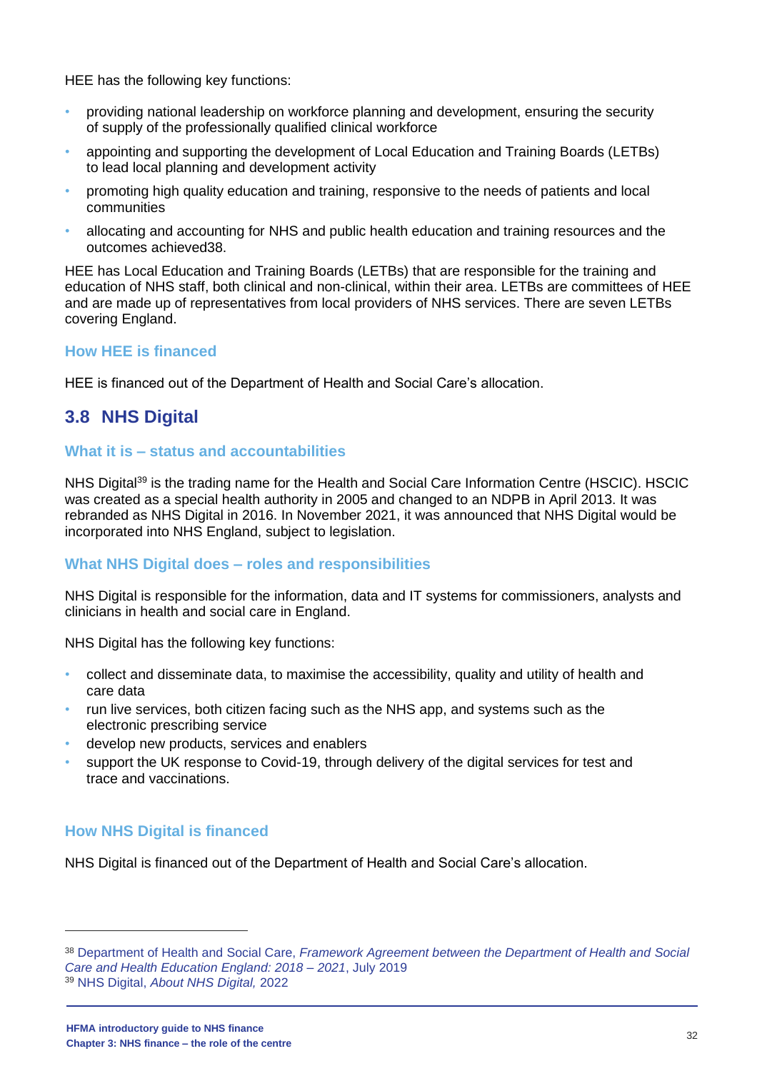HEE has the following key functions:

- providing national leadership on workforce planning and development, ensuring the security of supply of the professionally qualified clinical workforce
- appointing and supporting the development of Local Education and Training Boards (LETBs) to lead local planning and development activity
- promoting high quality education and training, responsive to the needs of patients and local communities
- allocating and accounting for NHS and public health education and training resources and the outcomes achieved38.

HEE has Local Education and Training Boards (LETBs) that are responsible for the training and education of NHS staff, both clinical and non-clinical, within their area. LETBs are committees of HEE and are made up of representatives from local providers of NHS services. There are seven LETBs covering England.

### How HEE is financed

HEE is financed out of the Department of Health and Social Care's allocation.

## 3.8 NHS Digital

### What it is – status and accountabilities

NHS Digital[39] is the trading name for the Health and Social Care Information Centre (HSCIC). HSCIC was created as a special health authority in 2005 and changed to an NDPB in April 2013. It was rebranded as NHS Digital in 2016. In November 2021, it was announced that NHS Digital would be incorporated into NHS England, subject to legislation.

### What NHS Digital does – roles and responsibilities

NHS Digital is responsible for the information, data and IT systems for commissioners, analysts and clinicians in health and social care in England.

NHS Digital has the following key functions:

- collect and disseminate data, to maximise the accessibility, quality and utility of health and care data
- run live services, both citizen facing such as the NHS app, and systems such as the electronic prescribing service
- develop new products, services and enablers
- support the UK response to Covid-19, through delivery of the digital services for test and trace and vaccinations.

### How NHS Digital is financed

NHS Digital is financed out of the Department of Health and Social Care's allocation.

---

[38] Department of Health and Social Care, *Framework Agreement between the Department of Health and Social Care and Health Education England: 2018 – 2021*, July 2019

[39] NHS Digital, *About NHS Digital,* 2022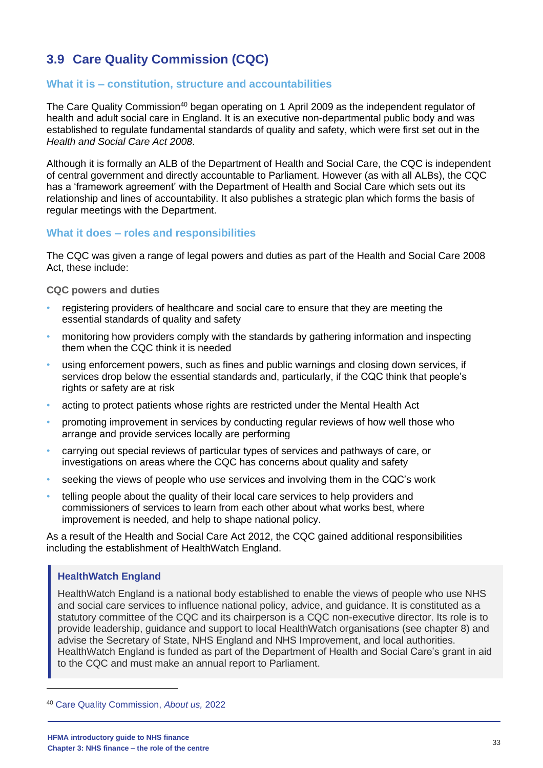## 3.9 Care Quality Commission (CQC)

### What it is – constitution, structure and accountabilities

The Care Quality Commission[40] began operating on 1 April 2009 as the independent regulator of health and adult social care in England. It is an executive non-departmental public body and was established to regulate fundamental standards of quality and safety, which were first set out in the *Health and Social Care Act 2008*.

Although it is formally an ALB of the Department of Health and Social Care, the CQC is independent of central government and directly accountable to Parliament. However (as with all ALBs), the CQC has a 'framework agreement' with the Department of Health and Social Care which sets out its relationship and lines of accountability. It also publishes a strategic plan which forms the basis of regular meetings with the Department.

### What it does – roles and responsibilities

The CQC was given a range of legal powers and duties as part of the Health and Social Care 2008 Act, these include:

**CQC powers and duties**

- registering providers of healthcare and social care to ensure that they are meeting the essential standards of quality and safety
- monitoring how providers comply with the standards by gathering information and inspecting them when the CQC think it is needed
- using enforcement powers, such as fines and public warnings and closing down services, if services drop below the essential standards and, particularly, if the CQC think that people's rights or safety are at risk
- acting to protect patients whose rights are restricted under the Mental Health Act
- promoting improvement in services by conducting regular reviews of how well those who arrange and provide services locally are performing
- carrying out special reviews of particular types of services and pathways of care, or investigations on areas where the CQC has concerns about quality and safety
- seeking the views of people who use services and involving them in the CQC's work
- telling people about the quality of their local care services to help providers and commissioners of services to learn from each other about what works best, where improvement is needed, and help to shape national policy.

As a result of the Health and Social Care Act 2012, the CQC gained additional responsibilities including the establishment of HealthWatch England.

> **HealthWatch England**
>
> HealthWatch England is a national body established to enable the views of people who use NHS and social care services to influence national policy, advice, and guidance. It is constituted as a statutory committee of the CQC and its chairperson is a CQC non-executive director. Its role is to provide leadership, guidance and support to local HealthWatch organisations (see chapter 8) and advise the Secretary of State, NHS England and NHS Improvement, and local authorities. HealthWatch England is funded as part of the Department of Health and Social Care's grant in aid to the CQC and must make an annual report to Parliament.

---

[40] Care Quality Commission, *About us,* 2022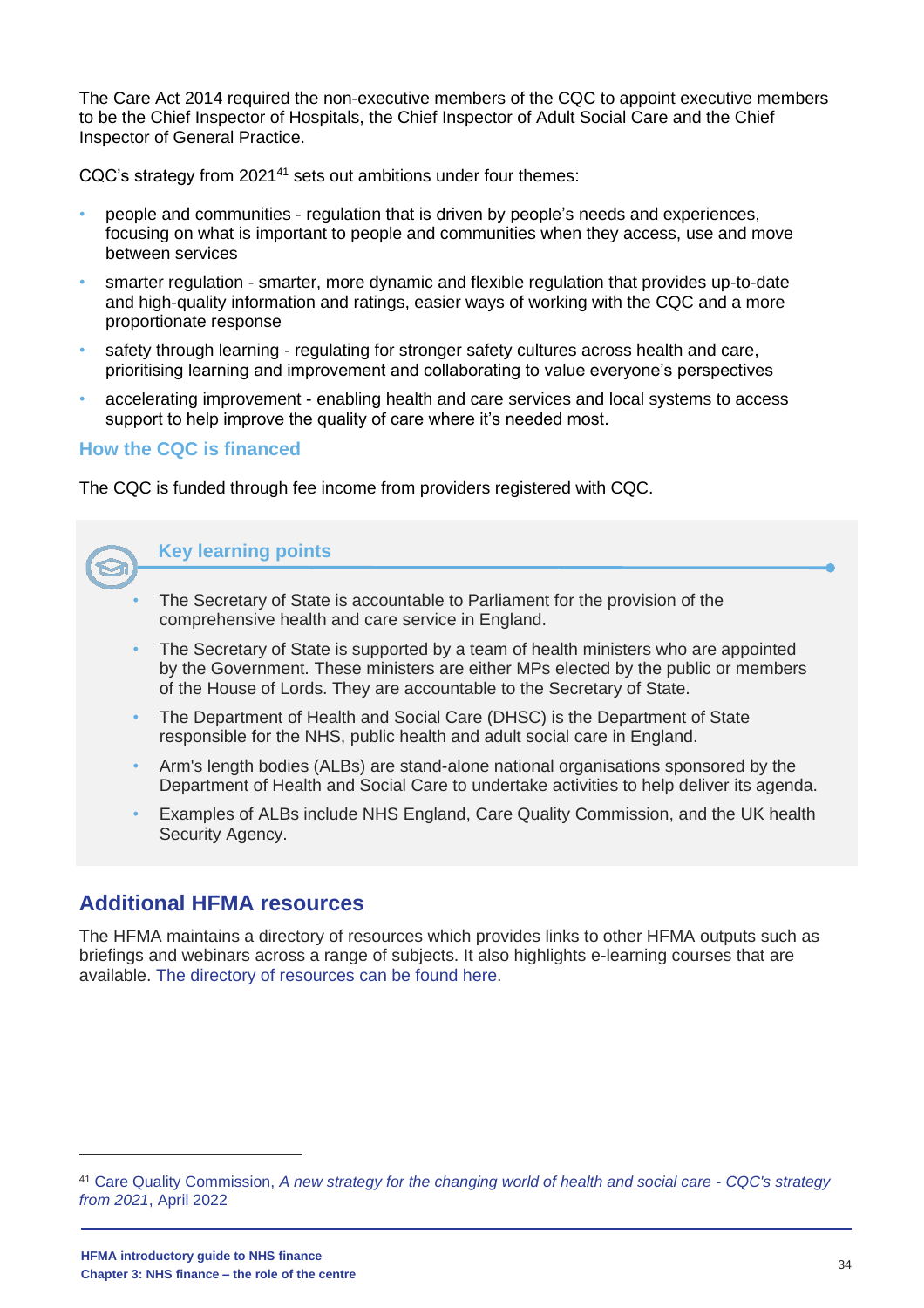The Care Act 2014 required the non-executive members of the CQC to appoint executive members to be the Chief Inspector of Hospitals, the Chief Inspector of Adult Social Care and the Chief Inspector of General Practice.

CQC's strategy from 2021[41] sets out ambitions under four themes:

- people and communities - regulation that is driven by people's needs and experiences, focusing on what is important to people and communities when they access, use and move between services
- smarter regulation - smarter, more dynamic and flexible regulation that provides up-to-date and high-quality information and ratings, easier ways of working with the CQC and a more proportionate response
- safety through learning - regulating for stronger safety cultures across health and care, prioritising learning and improvement and collaborating to value everyone's perspectives
- accelerating improvement - enabling health and care services and local systems to access support to help improve the quality of care where it's needed most.

### How the CQC is financed

The CQC is funded through fee income from providers registered with CQC.

### Key learning points

- The Secretary of State is accountable to Parliament for the provision of the comprehensive health and care service in England.
- The Secretary of State is supported by a team of health ministers who are appointed by the Government. These ministers are either MPs elected by the public or members of the House of Lords. They are accountable to the Secretary of State.
- The Department of Health and Social Care (DHSC) is the Department of State responsible for the NHS, public health and adult social care in England.
- Arm's length bodies (ALBs) are stand-alone national organisations sponsored by the Department of Health and Social Care to undertake activities to help deliver its agenda.
- Examples of ALBs include NHS England, Care Quality Commission, and the UK health Security Agency.

## Additional HFMA resources

The HFMA maintains a directory of resources which provides links to other HFMA outputs such as briefings and webinars across a range of subjects. It also highlights e-learning courses that are available. The directory of resources can be found here.

---

[41] Care Quality Commission, *A new strategy for the changing world of health and social care - CQC's strategy from 2021*, April 2022